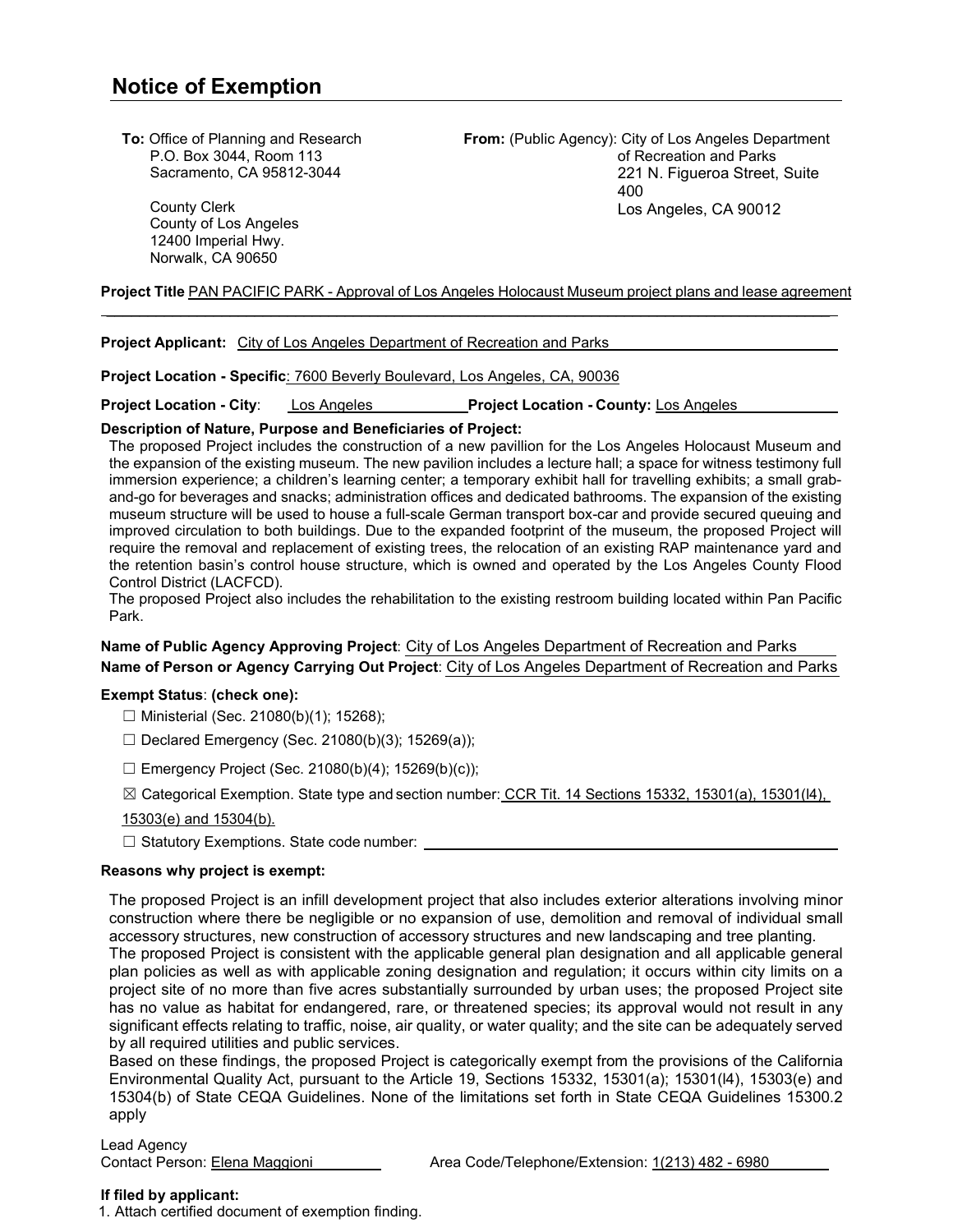# Notice of Exemption

**To:** Office of Planning and Research
P.O. Box 3044, Room 113
Sacramento, CA 95812-3044

County Clerk
County of Los Angeles
12400 Imperial Hwy.
Norwalk, CA 90650

**From:** (Public Agency): City of Los Angeles Department of Recreation and Parks
221 N. Figueroa Street, Suite 400
Los Angeles, CA 90012

**Project Title** PAN PACIFIC PARK - Approval of Los Angeles Holocaust Museum project plans and lease agreement

**Project Applicant:** City of Los Angeles Department of Recreation and Parks

**Project Location - Specific**: 7600 Beverly Boulevard, Los Angeles, CA, 90036

**Project Location - City**: Los Angeles **Project Location - County:** Los Angeles

**Description of Nature, Purpose and Beneficiaries of Project:**

The proposed Project includes the construction of a new pavillion for the Los Angeles Holocaust Museum and the expansion of the existing museum. The new pavilion includes a lecture hall; a space for witness testimony full immersion experience; a children's learning center; a temporary exhibit hall for travelling exhibits; a small grab-and-go for beverages and snacks; administration offices and dedicated bathrooms. The expansion of the existing museum structure will be used to house a full-scale German transport box-car and provide secured queuing and improved circulation to both buildings. Due to the expanded footprint of the museum, the proposed Project will require the removal and replacement of existing trees, the relocation of an existing RAP maintenance yard and the retention basin's control house structure, which is owned and operated by the Los Angeles County Flood Control District (LACFCD).

The proposed Project also includes the rehabilitation to the existing restroom building located within Pan Pacific Park.

**Name of Public Agency Approving Project**: City of Los Angeles Department of Recreation and Parks

**Name of Person or Agency Carrying Out Project**: City of Los Angeles Department of Recreation and Parks

**Exempt Status**: **(check one):**

- ☐ Ministerial (Sec. 21080(b)(1); 15268);
- ☐ Declared Emergency (Sec. 21080(b)(3); 15269(a));
- ☐ Emergency Project (Sec. 21080(b)(4); 15269(b)(c));
- ☒ Categorical Exemption. State type and section number: CCR Tit. 14 Sections 15332, 15301(a), 15301(l4), 15303(e) and 15304(b).
- ☐ Statutory Exemptions. State code number:

**Reasons why project is exempt:**

The proposed Project is an infill development project that also includes exterior alterations involving minor construction where there be negligible or no expansion of use, demolition and removal of individual small accessory structures, new construction of accessory structures and new landscaping and tree planting.

The proposed Project is consistent with the applicable general plan designation and all applicable general plan policies as well as with applicable zoning designation and regulation; it occurs within city limits on a project site of no more than five acres substantially surrounded by urban uses; the proposed Project site has no value as habitat for endangered, rare, or threatened species; its approval would not result in any significant effects relating to traffic, noise, air quality, or water quality; and the site can be adequately served by all required utilities and public services.

Based on these findings, the proposed Project is categorically exempt from the provisions of the California Environmental Quality Act, pursuant to the Article 19, Sections 15332, 15301(a); 15301(l4), 15303(e) and 15304(b) of State CEQA Guidelines. None of the limitations set forth in State CEQA Guidelines 15300.2 apply

Lead Agency
Contact Person: Elena Maggioni Area Code/Telephone/Extension: 1(213) 482 - 6980

**If filed by applicant:**

1. Attach certified document of exemption finding.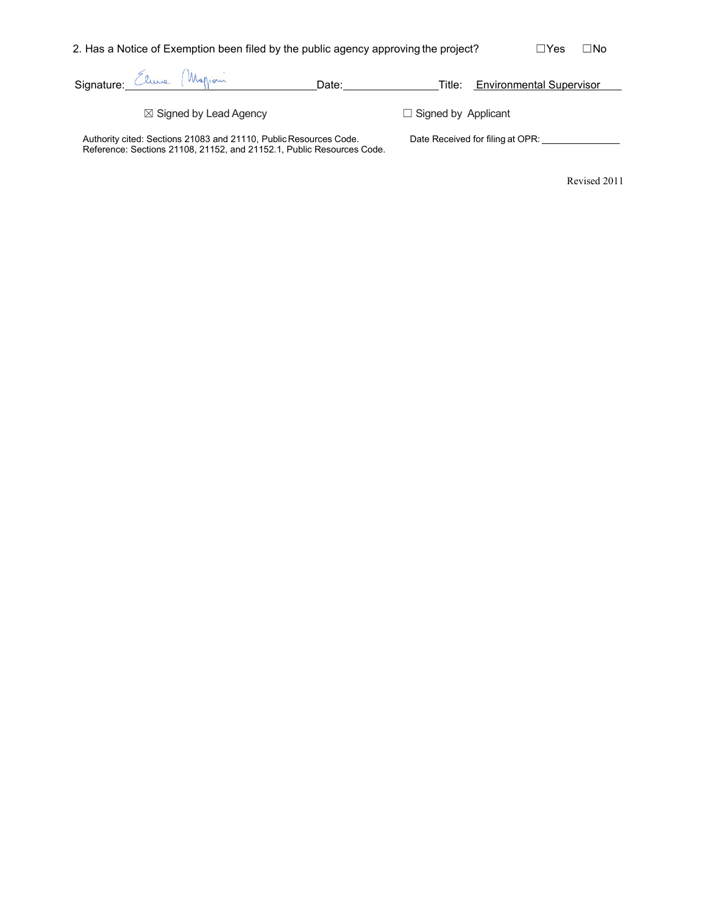2. Has a Notice of Exemption been filed by the public agency approving the project? ☐Yes ☐No

Signature: Elaine Mappani Date: \_\_\_\_\_\_\_\_\_\_ Title: Environmental Supervisor

☒ Signed by Lead Agency ☐ Signed by Applicant

Authority cited: Sections 21083 and 21110, Public Resources Code.
Reference: Sections 21108, 21152, and 21152.1, Public Resources Code.

Date Received for filing at OPR: \_\_\_\_\_\_\_\_\_\_

Revised 2011